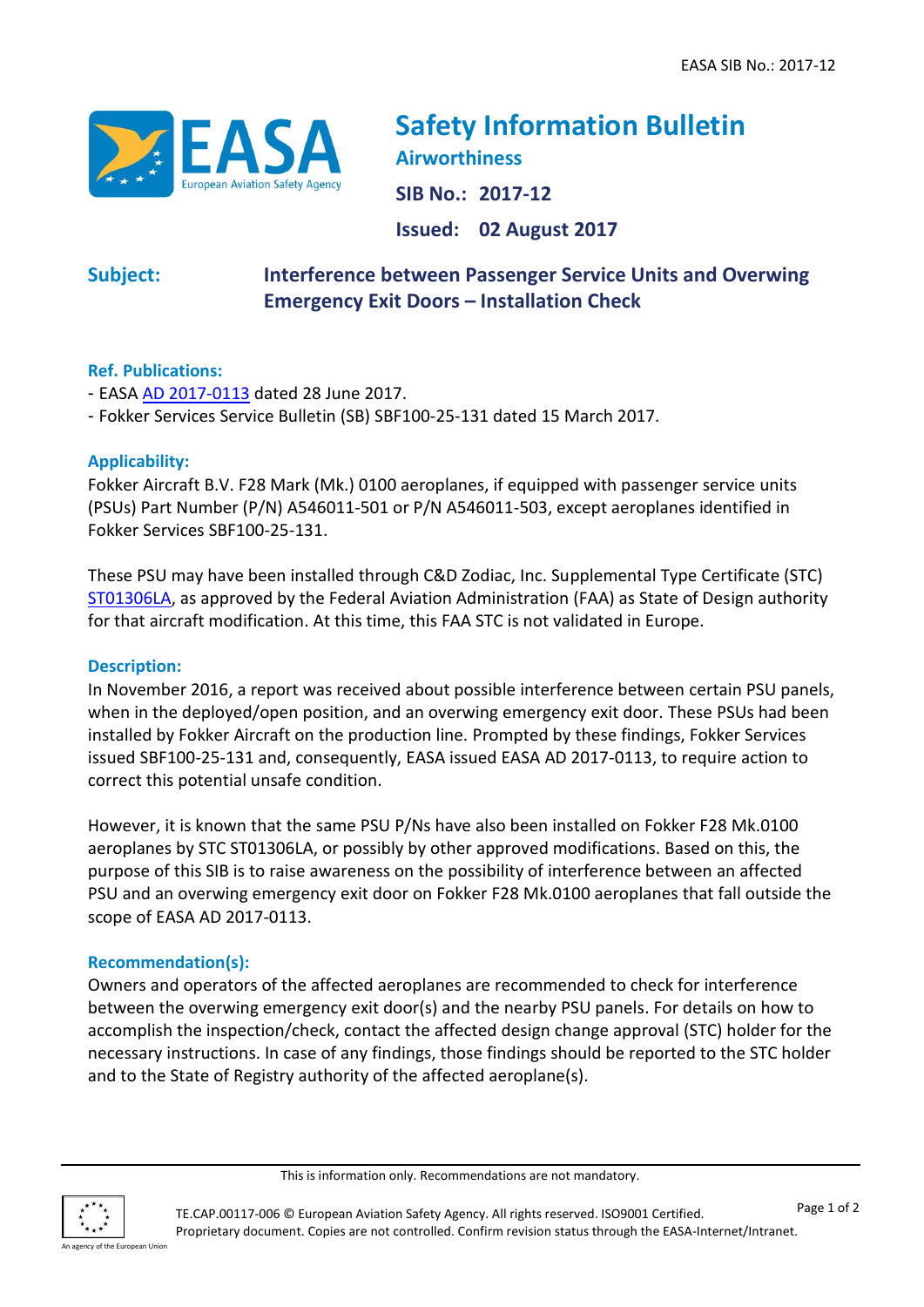# Safety Information Bulletin

## Airworthiness

**SIB No.: 2017-12**

**Issued: 02 August 2017**

**Subject:** **Interference between Passenger Service Units and Overwing Emergency Exit Doors – Installation Check**

### Ref. Publications:

- EASA AD 2017-0113 dated 28 June 2017.
- Fokker Services Service Bulletin (SB) SBF100-25-131 dated 15 March 2017.

### Applicability:

Fokker Aircraft B.V. F28 Mark (Mk.) 0100 aeroplanes, if equipped with passenger service units (PSUs) Part Number (P/N) A546011-501 or P/N A546011-503, except aeroplanes identified in Fokker Services SBF100-25-131.

These PSU may have been installed through C&D Zodiac, Inc. Supplemental Type Certificate (STC) ST01306LA, as approved by the Federal Aviation Administration (FAA) as State of Design authority for that aircraft modification. At this time, this FAA STC is not validated in Europe.

### Description:

In November 2016, a report was received about possible interference between certain PSU panels, when in the deployed/open position, and an overwing emergency exit door. These PSUs had been installed by Fokker Aircraft on the production line. Prompted by these findings, Fokker Services issued SBF100-25-131 and, consequently, EASA issued EASA AD 2017-0113, to require action to correct this potential unsafe condition.

However, it is known that the same PSU P/Ns have also been installed on Fokker F28 Mk.0100 aeroplanes by STC ST01306LA, or possibly by other approved modifications. Based on this, the purpose of this SIB is to raise awareness on the possibility of interference between an affected PSU and an overwing emergency exit door on Fokker F28 Mk.0100 aeroplanes that fall outside the scope of EASA AD 2017-0113.

### Recommendation(s):

Owners and operators of the affected aeroplanes are recommended to check for interference between the overwing emergency exit door(s) and the nearby PSU panels. For details on how to accomplish the inspection/check, contact the affected design change approval (STC) holder for the necessary instructions. In case of any findings, those findings should be reported to the STC holder and to the State of Registry authority of the affected aeroplane(s).

This is information only. Recommendations are not mandatory.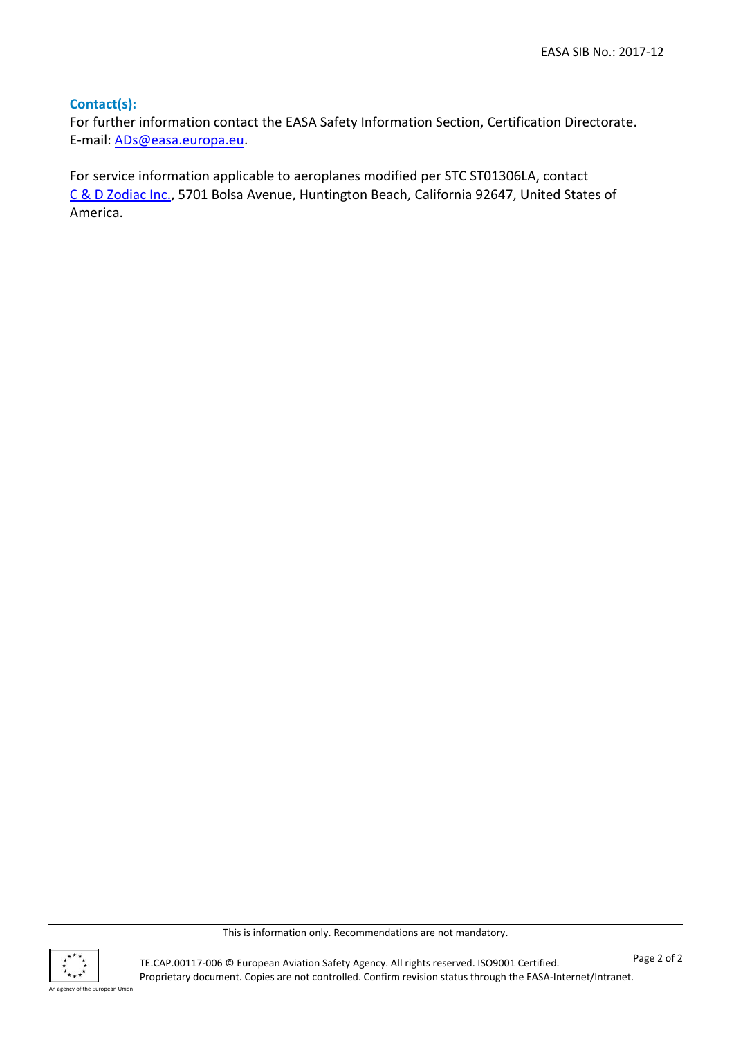### Contact(s):

For further information contact the EASA Safety Information Section, Certification Directorate. E-mail: ADs@easa.europa.eu.

For service information applicable to aeroplanes modified per STC ST01306LA, contact C & D Zodiac Inc., 5701 Bolsa Avenue, Huntington Beach, California 92647, United States of America.